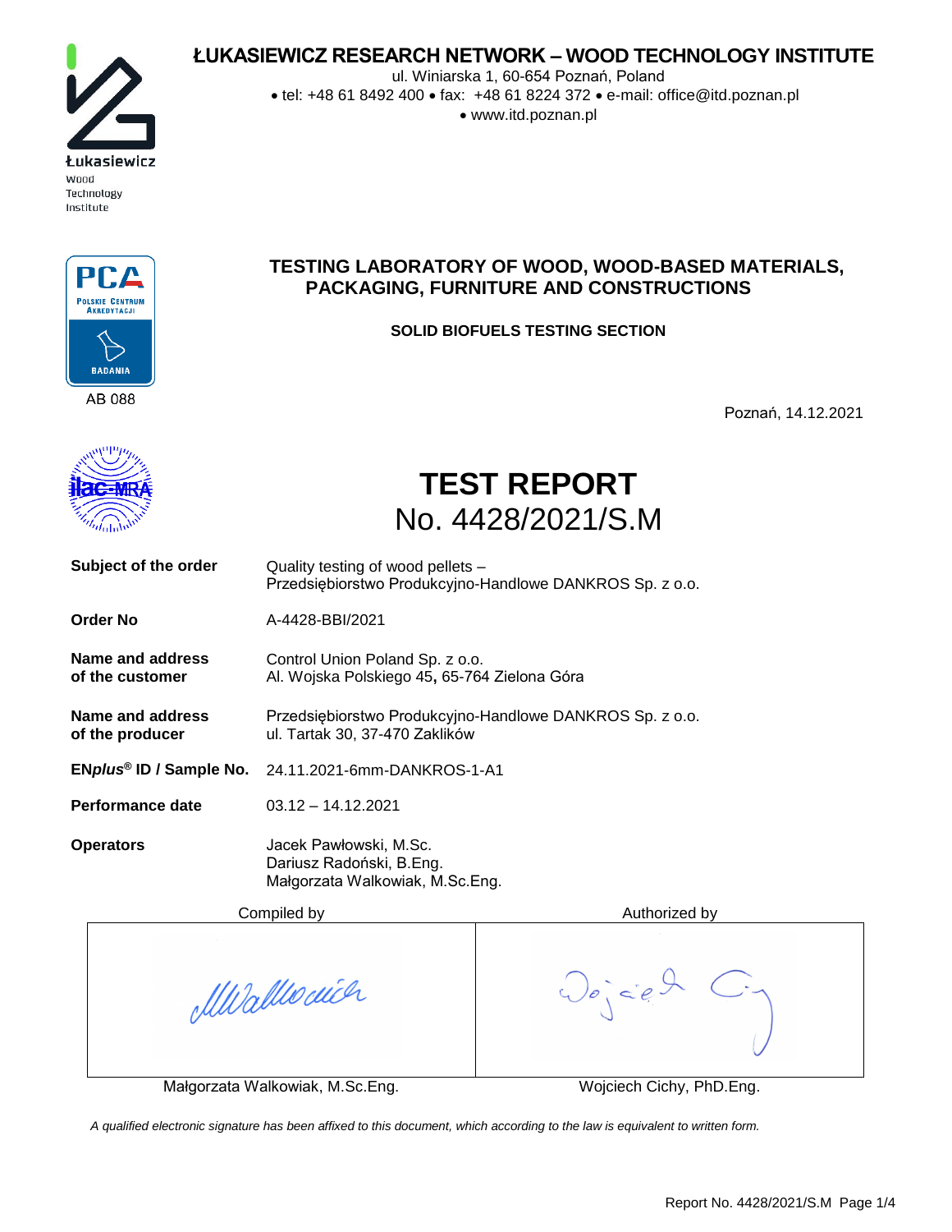# ŁUKASIEWICZ RESEARCH NETWORK – WOOD TECHNOLOGY INSTITUTE

ul. Winiarska 1, 60-654 Poznań, Poland
• tel: +48 61 8492 400 • fax: +48 61 8224 372 • e-mail: office@itd.poznan.pl
• www.itd.poznan.pl

Łukasiewicz
Wood
Technology
Institute

PCA
POLSKIE CENTRUM AKREDYTACJI
BADANIA
AB 088

## TESTING LABORATORY OF WOOD, WOOD-BASED MATERIALS, PACKAGING, FURNITURE AND CONSTRUCTIONS

### SOLID BIOFUELS TESTING SECTION

Poznań, 14.12.2021

# TEST REPORT
# No. 4428/2021/S.M

| | |
|---|---|
| **Subject of the order** | Quality testing of wood pellets – Przedsiębiorstwo Produkcyjno-Handlowe DANKROS Sp. z o.o. |
| **Order No** | A-4428-BBI/2021 |
| **Name and address of the customer** | Control Union Poland Sp. z o.o. Al. Wojska Polskiego 45, 65-764 Zielona Góra |
| **Name and address of the producer** | Przedsiębiorstwo Produkcyjno-Handlowe DANKROS Sp. z o.o. ul. Tartak 30, 37-470 Zaklików |
| **EN*plus*® ID / Sample No.** | 24.11.2021-6mm-DANKROS-1-A1 |
| **Performance date** | 03.12 – 14.12.2021 |
| **Operators** | Jacek Pawłowski, M.Sc. Dariusz Radoński, B.Eng. Małgorzata Walkowiak, M.Sc.Eng. |

| Compiled by | Authorized by |
|---|---|
| MWalkowiak | Wojciech Cichy |
| Małgorzata Walkowiak, M.Sc.Eng. | Wojciech Cichy, PhD.Eng. |

*A qualified electronic signature has been affixed to this document, which according to the law is equivalent to written form.*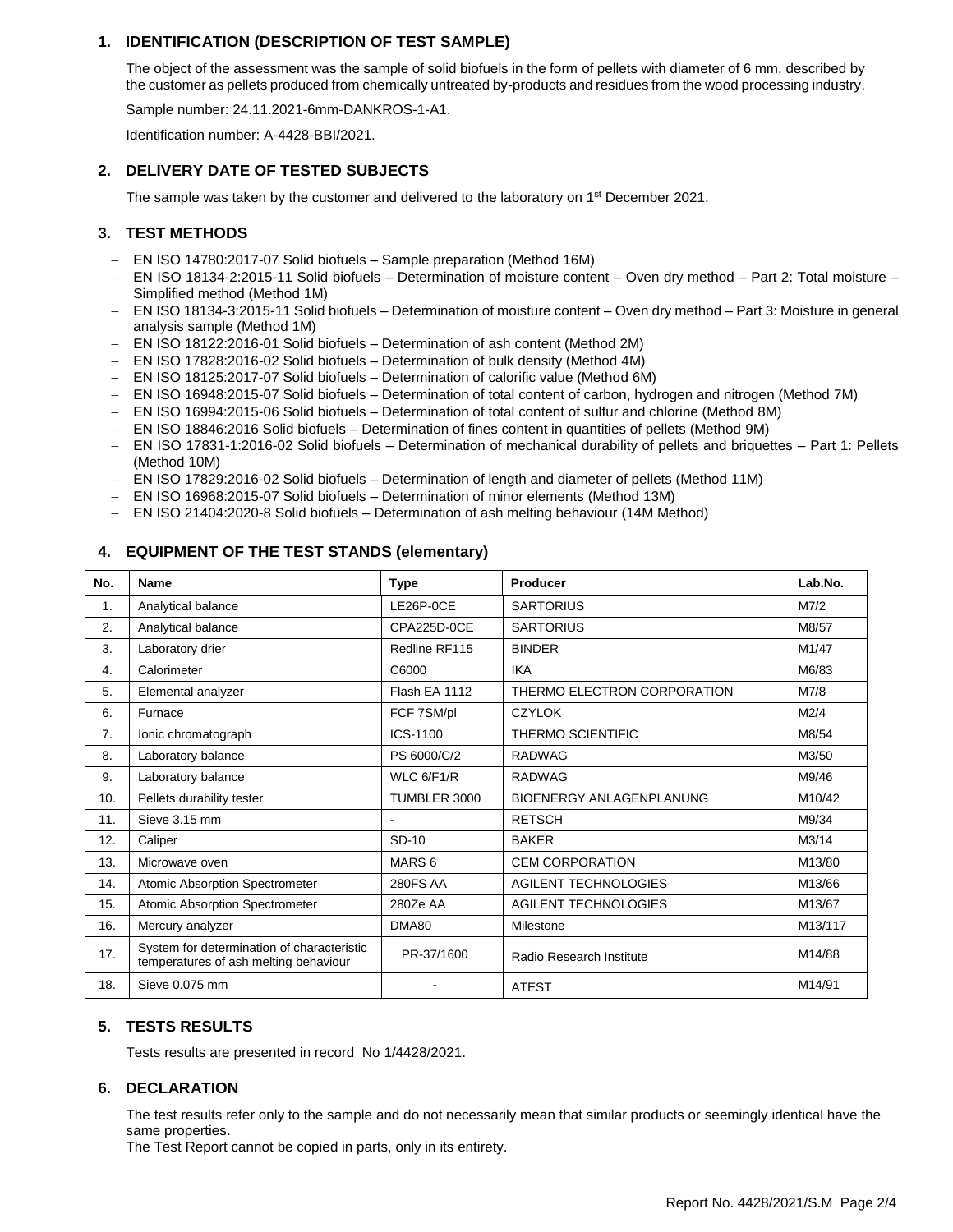## 1. IDENTIFICATION (DESCRIPTION OF TEST SAMPLE)

The object of the assessment was the sample of solid biofuels in the form of pellets with diameter of 6 mm, described by the customer as pellets produced from chemically untreated by-products and residues from the wood processing industry.

Sample number: 24.11.2021-6mm-DANKROS-1-A1.

Identification number: A-4428-BBI/2021.

## 2. DELIVERY DATE OF TESTED SUBJECTS

The sample was taken by the customer and delivered to the laboratory on 1st December 2021.

## 3. TEST METHODS

- EN ISO 14780:2017-07 Solid biofuels – Sample preparation (Method 16M)
- EN ISO 18134-2:2015-11 Solid biofuels – Determination of moisture content – Oven dry method – Part 2: Total moisture – Simplified method (Method 1M)
- EN ISO 18134-3:2015-11 Solid biofuels – Determination of moisture content – Oven dry method – Part 3: Moisture in general analysis sample (Method 1M)
- EN ISO 18122:2016-01 Solid biofuels – Determination of ash content (Method 2M)
- EN ISO 17828:2016-02 Solid biofuels – Determination of bulk density (Method 4M)
- EN ISO 18125:2017-07 Solid biofuels – Determination of calorific value (Method 6M)
- EN ISO 16948:2015-07 Solid biofuels – Determination of total content of carbon, hydrogen and nitrogen (Method 7M)
- EN ISO 16994:2015-06 Solid biofuels – Determination of total content of sulfur and chlorine (Method 8M)
- EN ISO 18846:2016 Solid biofuels – Determination of fines content in quantities of pellets (Method 9M)
- EN ISO 17831-1:2016-02 Solid biofuels – Determination of mechanical durability of pellets and briquettes – Part 1: Pellets (Method 10M)
- EN ISO 17829:2016-02 Solid biofuels – Determination of length and diameter of pellets (Method 11M)
- EN ISO 16968:2015-07 Solid biofuels – Determination of minor elements (Method 13M)
- EN ISO 21404:2020-8 Solid biofuels – Determination of ash melting behaviour (14M Method)

## 4. EQUIPMENT OF THE TEST STANDS (elementary)

| No. | Name | Type | Producer | Lab.No. |
|---|---|---|---|---|
| 1. | Analytical balance | LE26P-0CE | SARTORIUS | M7/2 |
| 2. | Analytical balance | CPA225D-0CE | SARTORIUS | M8/57 |
| 3. | Laboratory drier | Redline RF115 | BINDER | M1/47 |
| 4. | Calorimeter | C6000 | IKA | M6/83 |
| 5. | Elemental analyzer | Flash EA 1112 | THERMO ELECTRON CORPORATION | M7/8 |
| 6. | Furnace | FCF 7SM/pl | CZYLOK | M2/4 |
| 7. | Ionic chromatograph | ICS-1100 | THERMO SCIENTIFIC | M8/54 |
| 8. | Laboratory balance | PS 6000/C/2 | RADWAG | M3/50 |
| 9. | Laboratory balance | WLC 6/F1/R | RADWAG | M9/46 |
| 10. | Pellets durability tester | TUMBLER 3000 | BIOENERGY ANLAGENPLANUNG | M10/42 |
| 11. | Sieve 3.15 mm | - | RETSCH | M9/34 |
| 12. | Caliper | SD-10 | BAKER | M3/14 |
| 13. | Microwave oven | MARS 6 | CEM CORPORATION | M13/80 |
| 14. | Atomic Absorption Spectrometer | 280FS AA | AGILENT TECHNOLOGIES | M13/66 |
| 15. | Atomic Absorption Spectrometer | 280Ze AA | AGILENT TECHNOLOGIES | M13/67 |
| 16. | Mercury analyzer | DMA80 | Milestone | M13/117 |
| 17. | System for determination of characteristic temperatures of ash melting behaviour | PR-37/1600 | Radio Research Institute | M14/88 |
| 18. | Sieve 0.075 mm | - | ATEST | M14/91 |

## 5. TESTS RESULTS

Tests results are presented in record No 1/4428/2021.

## 6. DECLARATION

The test results refer only to the sample and do not necessarily mean that similar products or seemingly identical have the same properties.
The Test Report cannot be copied in parts, only in its entirety.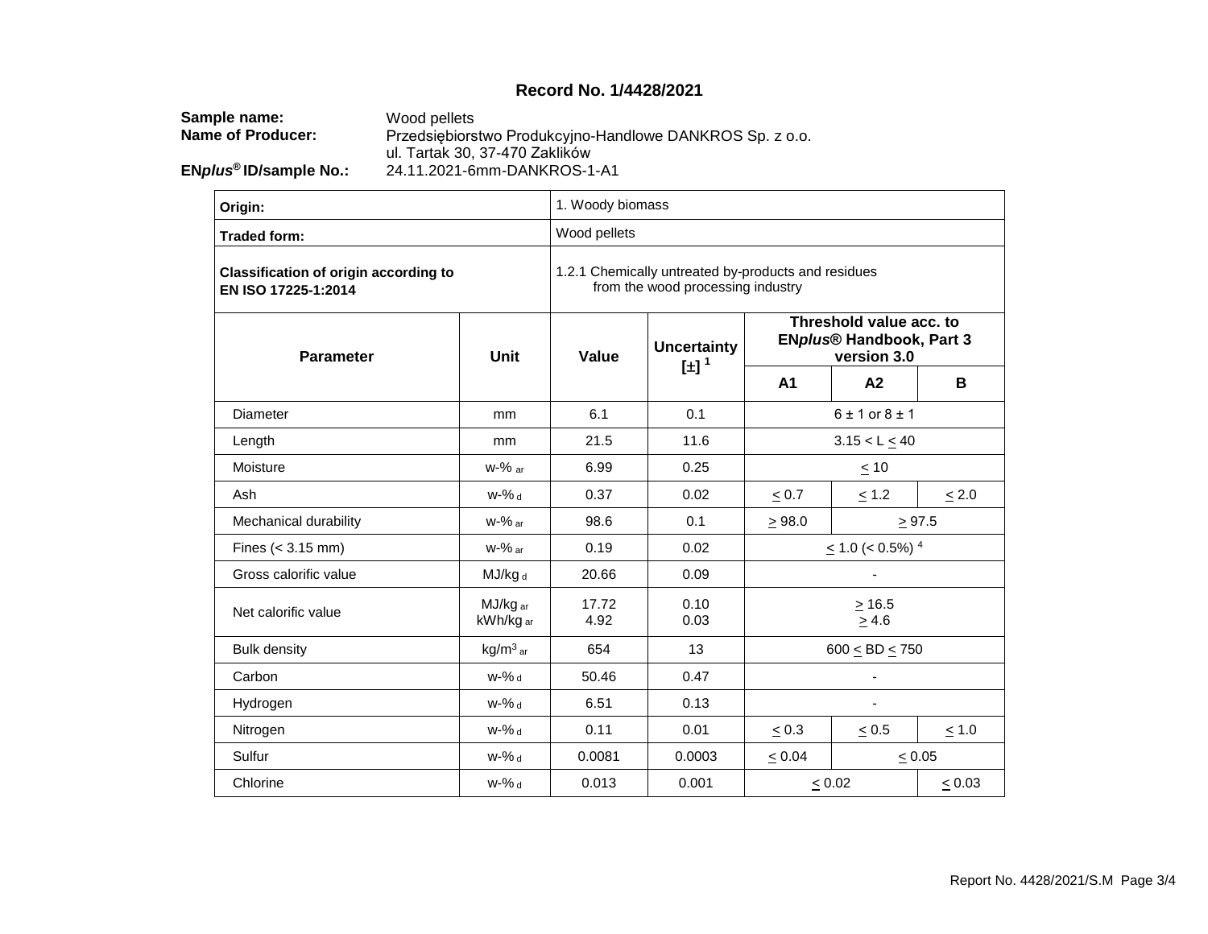### Record No. 1/4428/2021

**Sample name:** Wood pellets
**Name of Producer:** Przedsiębiorstwo Produkcyjno-Handlowe DANKROS Sp. z o.o.
ul. Tartak 30, 37-470 Zaklików
**EN*plus*® ID/sample No.:** 24.11.2021-6mm-DANKROS-1-A1

| | | | | | | |
|---|---|---|---|---|---|---|
| **Origin:** | | 1. Woody biomass | | | | |
| **Traded form:** | | Wood pellets | | | | |
| **Classification of origin according to EN ISO 17225-1:2014** | | 1.2.1 Chemically untreated by-products and residues from the wood processing industry | | | | |
| **Parameter** | **Unit** | **Value** | **Uncertainty [±] [1]** | **Threshold value acc. to EN*plus*® Handbook, Part 3 version 3.0** | | |
| | | | | **A1** | **A2** | **B** |
| Diameter | mm | 6.1 | 0.1 | 6 ± 1 or 8 ± 1 | | |
| Length | mm | 21.5 | 11.6 | 3.15 < L ≤ 40 | | |
| Moisture | w-% $_{ar}$ | 6.99 | 0.25 | ≤ 10 | | |
| Ash | w-% $_{d}$ | 0.37 | 0.02 | ≤ 0.7 | ≤ 1.2 | ≤ 2.0 |
| Mechanical durability | w-% $_{ar}$ | 98.6 | 0.1 | ≥ 98.0 | ≥ 97.5 | |
| Fines (< 3.15 mm) | w-% $_{ar}$ | 0.19 | 0.02 | ≤ 1.0 (< 0.5%) [4] | | |
| Gross calorific value | MJ/kg $_{d}$ | 20.66 | 0.09 | - | | |
| Net calorific value | MJ/kg $_{ar}$<br>kWh/kg $_{ar}$ | 17.72<br>4.92 | 0.10<br>0.03 | ≥ 16.5<br>≥ 4.6 | | |
| Bulk density | kg/m$^3$ $_{ar}$ | 654 | 13 | 600 ≤ BD ≤ 750 | | |
| Carbon | w-% $_{d}$ | 50.46 | 0.47 | - | | |
| Hydrogen | w-% $_{d}$ | 6.51 | 0.13 | - | | |
| Nitrogen | w-% $_{d}$ | 0.11 | 0.01 | ≤ 0.3 | ≤ 0.5 | ≤ 1.0 |
| Sulfur | w-% $_{d}$ | 0.0081 | 0.0003 | ≤ 0.04 | ≤ 0.05 | |
| Chlorine | w-% $_{d}$ | 0.013 | 0.001 | ≤ 0.02 | | ≤ 0.03 |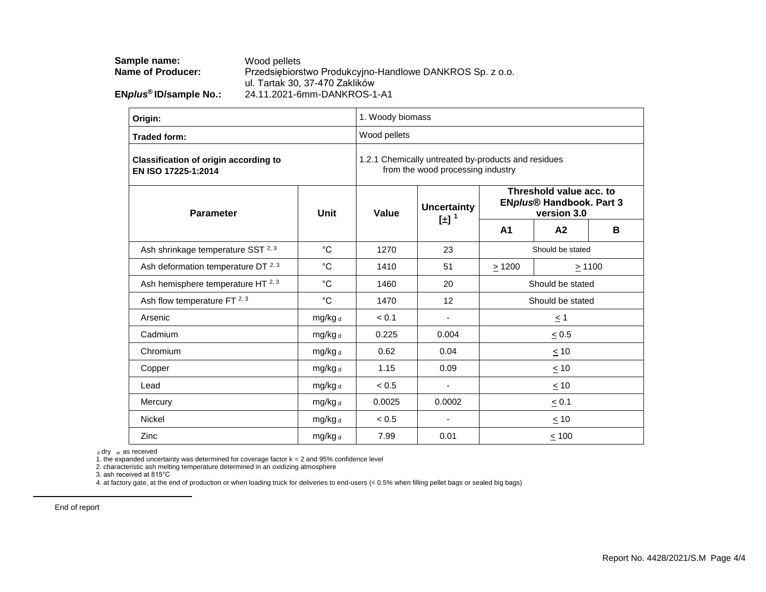**Sample name:** Wood pellets
**Name of Producer:** Przedsiębiorstwo Produkcyjno-Handlowe DANKROS Sp. z o.o.
ul. Tartak 30, 37-470 Zaklików
**EN*plus*® ID/sample No.:** 24.11.2021-6mm-DANKROS-1-A1

| | | | | | | |
|---|---|---|---|---|---|---|
| **Origin:** | | 1. Woody biomass | | | | |
| **Traded form:** | | Wood pellets | | | | |
| **Classification of origin according to EN ISO 17225-1:2014** | | 1.2.1 Chemically untreated by-products and residues from the wood processing industry | | | | |
| **Parameter** | **Unit** | **Value** | **Uncertainty [±] [1]** | **Threshold value acc. to EN*plus*® Handbook. Part 3 version 3.0** | | |
| | | | | **A1** | **A2** | **B** |
| Ash shrinkage temperature SST [2, 3] | °C | 1270 | 23 | Should be stated | | |
| Ash deformation temperature DT [2, 3] | °C | 1410 | 51 | ≥ 1200 | ≥ 1100 | |
| Ash hemisphere temperature HT [2, 3] | °C | 1460 | 20 | Should be stated | | |
| Ash flow temperature FT [2, 3] | °C | 1470 | 12 | Should be stated | | |
| Arsenic | $mg/kg_d$ | < 0.1 | - | ≤ 1 | | |
| Cadmium | $mg/kg_d$ | 0.225 | 0.004 | ≤ 0.5 | | |
| Chromium | $mg/kg_d$ | 0.62 | 0.04 | ≤ 10 | | |
| Copper | $mg/kg_d$ | 1.15 | 0.09 | ≤ 10 | | |
| Lead | $mg/kg_d$ | < 0.5 | - | ≤ 10 | | |
| Mercury | $mg/kg_d$ | 0.0025 | 0.0002 | ≤ 0.1 | | |
| Nickel | $mg/kg_d$ | < 0.5 | - | ≤ 10 | | |
| Zinc | $mg/kg_d$ | 7.99 | 0.01 | ≤ 100 | | |

$_d$ dry $_{ar}$ as received
1. the expanded uncertainty was determined for coverage factor k = 2 and 95% confidence level
2. characteristic ash melting temperature determined in an oxidizing atmosphere
3. ash received at 815°C
4. at factory gate, at the end of production or when loading truck for deliveries to end-users (< 0.5% when filling pellet bags or sealed big bags)

End of report

Report No. 4428/2021/S.M